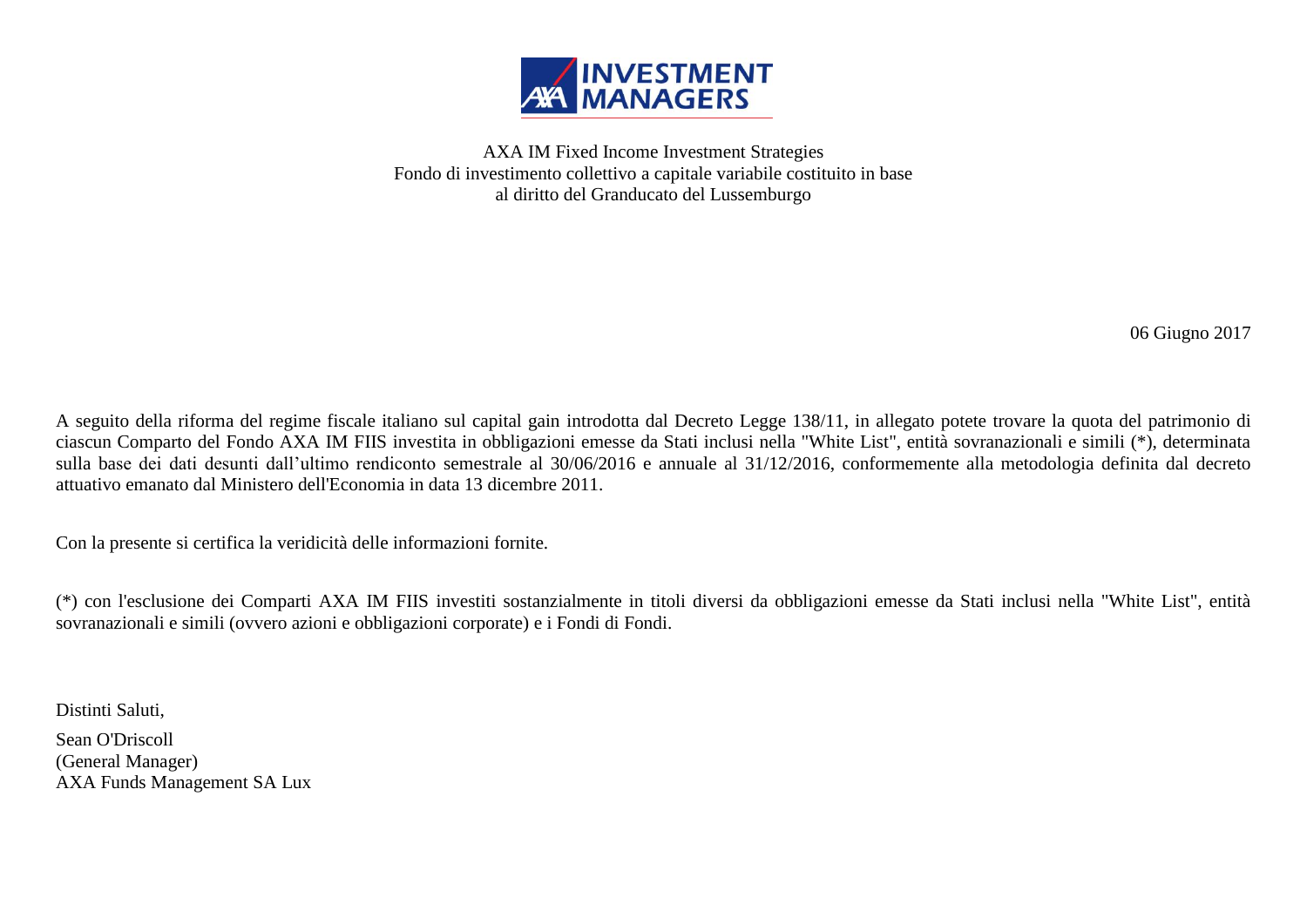AXA IM Fixed Income Investment Strategies
Fondo di investimento collettivo a capitale variabile costituito in base
al diritto del Granducato del Lussemburgo

06 Giugno 2017

A seguito della riforma del regime fiscale italiano sul capital gain introdotta dal Decreto Legge 138/11, in allegato potete trovare la quota del patrimonio di ciascun Comparto del Fondo AXA IM FIIS investita in obbligazioni emesse da Stati inclusi nella "White List", entità sovranazionali e simili (*), determinata sulla base dei dati desunti dall'ultimo rendiconto semestrale al 30/06/2016 e annuale al 31/12/2016, conformemente alla metodologia definita dal decreto attuativo emanato dal Ministero dell'Economia in data 13 dicembre 2011.

Con la presente si certifica la veridicità delle informazioni fornite.

(*) con l'esclusione dei Comparti AXA IM FIIS investiti sostanzialmente in titoli diversi da obbligazioni emesse da Stati inclusi nella "White List", entità sovranazionali e simili (ovvero azioni e obbligazioni corporate) e i Fondi di Fondi.

Distinti Saluti,

Sean O'Driscoll
(General Manager)
AXA Funds Management SA Lux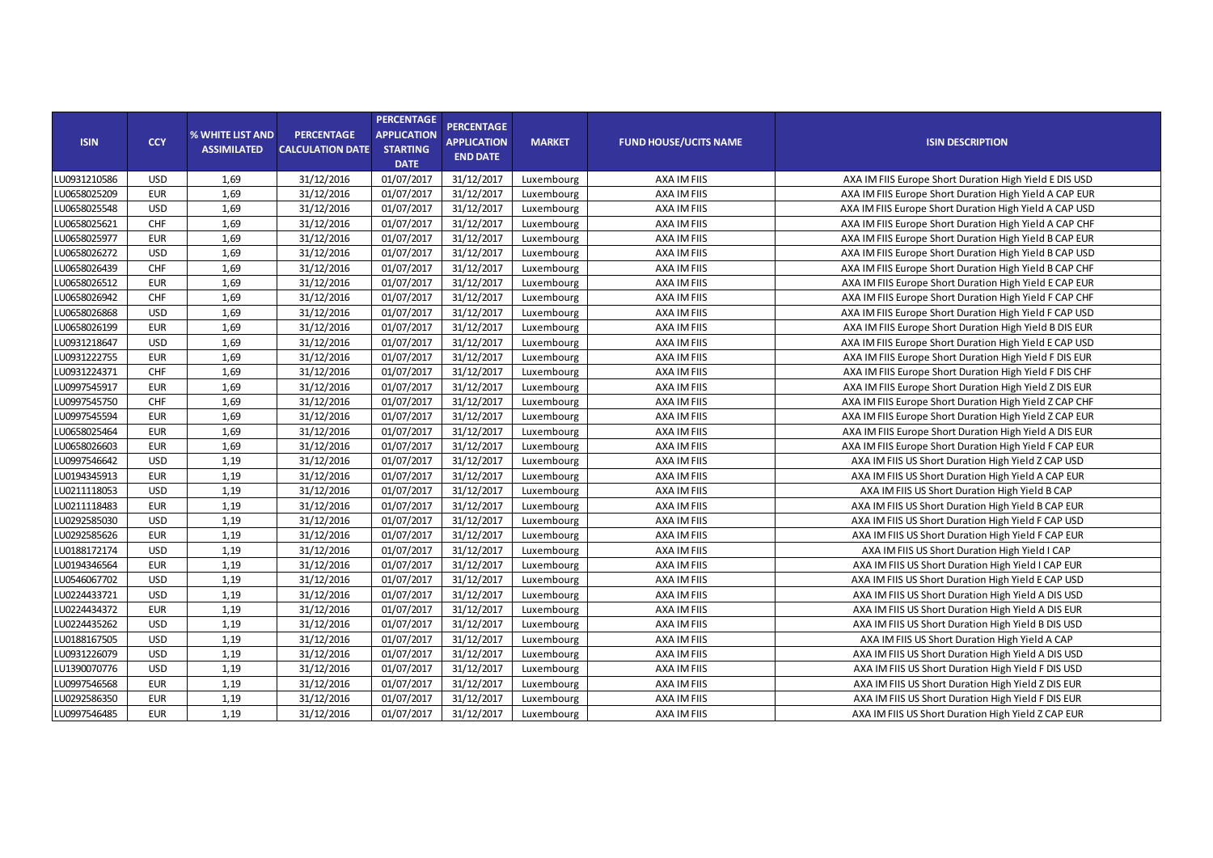| ISIN | CCY | % WHITE LIST AND ASSIMILATED | PERCENTAGE CALCULATION DATE | PERCENTAGE APPLICATION STARTING DATE | PERCENTAGE APPLICATION END DATE | MARKET | FUND HOUSE/UCITS NAME | ISIN DESCRIPTION |
|---|---|---|---|---|---|---|---|---|
| LU0931210586 | USD | 1,69 | 31/12/2016 | 01/07/2017 | 31/12/2017 | Luxembourg | AXA IM FIIS | AXA IM FIIS Europe Short Duration High Yield E DIS USD |
| LU0658025209 | EUR | 1,69 | 31/12/2016 | 01/07/2017 | 31/12/2017 | Luxembourg | AXA IM FIIS | AXA IM FIIS Europe Short Duration High Yield A CAP EUR |
| LU0658025548 | USD | 1,69 | 31/12/2016 | 01/07/2017 | 31/12/2017 | Luxembourg | AXA IM FIIS | AXA IM FIIS Europe Short Duration High Yield A CAP USD |
| LU0658025621 | CHF | 1,69 | 31/12/2016 | 01/07/2017 | 31/12/2017 | Luxembourg | AXA IM FIIS | AXA IM FIIS Europe Short Duration High Yield A CAP CHF |
| LU0658025977 | EUR | 1,69 | 31/12/2016 | 01/07/2017 | 31/12/2017 | Luxembourg | AXA IM FIIS | AXA IM FIIS Europe Short Duration High Yield B CAP EUR |
| LU0658026272 | USD | 1,69 | 31/12/2016 | 01/07/2017 | 31/12/2017 | Luxembourg | AXA IM FIIS | AXA IM FIIS Europe Short Duration High Yield B CAP USD |
| LU0658026439 | CHF | 1,69 | 31/12/2016 | 01/07/2017 | 31/12/2017 | Luxembourg | AXA IM FIIS | AXA IM FIIS Europe Short Duration High Yield B CAP CHF |
| LU0658026512 | EUR | 1,69 | 31/12/2016 | 01/07/2017 | 31/12/2017 | Luxembourg | AXA IM FIIS | AXA IM FIIS Europe Short Duration High Yield E CAP EUR |
| LU0658026942 | CHF | 1,69 | 31/12/2016 | 01/07/2017 | 31/12/2017 | Luxembourg | AXA IM FIIS | AXA IM FIIS Europe Short Duration High Yield F CAP CHF |
| LU0658026868 | USD | 1,69 | 31/12/2016 | 01/07/2017 | 31/12/2017 | Luxembourg | AXA IM FIIS | AXA IM FIIS Europe Short Duration High Yield F CAP USD |
| LU0658026199 | EUR | 1,69 | 31/12/2016 | 01/07/2017 | 31/12/2017 | Luxembourg | AXA IM FIIS | AXA IM FIIS Europe Short Duration High Yield B DIS EUR |
| LU0931218647 | USD | 1,69 | 31/12/2016 | 01/07/2017 | 31/12/2017 | Luxembourg | AXA IM FIIS | AXA IM FIIS Europe Short Duration High Yield E CAP USD |
| LU0931222755 | EUR | 1,69 | 31/12/2016 | 01/07/2017 | 31/12/2017 | Luxembourg | AXA IM FIIS | AXA IM FIIS Europe Short Duration High Yield F DIS EUR |
| LU0931224371 | CHF | 1,69 | 31/12/2016 | 01/07/2017 | 31/12/2017 | Luxembourg | AXA IM FIIS | AXA IM FIIS Europe Short Duration High Yield F DIS CHF |
| LU0997545917 | EUR | 1,69 | 31/12/2016 | 01/07/2017 | 31/12/2017 | Luxembourg | AXA IM FIIS | AXA IM FIIS Europe Short Duration High Yield Z DIS EUR |
| LU0997545750 | CHF | 1,69 | 31/12/2016 | 01/07/2017 | 31/12/2017 | Luxembourg | AXA IM FIIS | AXA IM FIIS Europe Short Duration High Yield Z CAP CHF |
| LU0997545594 | EUR | 1,69 | 31/12/2016 | 01/07/2017 | 31/12/2017 | Luxembourg | AXA IM FIIS | AXA IM FIIS Europe Short Duration High Yield Z CAP EUR |
| LU0658025464 | EUR | 1,69 | 31/12/2016 | 01/07/2017 | 31/12/2017 | Luxembourg | AXA IM FIIS | AXA IM FIIS Europe Short Duration High Yield A DIS EUR |
| LU0658026603 | EUR | 1,69 | 31/12/2016 | 01/07/2017 | 31/12/2017 | Luxembourg | AXA IM FIIS | AXA IM FIIS Europe Short Duration High Yield F CAP EUR |
| LU0997546642 | USD | 1,19 | 31/12/2016 | 01/07/2017 | 31/12/2017 | Luxembourg | AXA IM FIIS | AXA IM FIIS US Short Duration High Yield Z CAP USD |
| LU0194345913 | EUR | 1,19 | 31/12/2016 | 01/07/2017 | 31/12/2017 | Luxembourg | AXA IM FIIS | AXA IM FIIS US Short Duration High Yield A CAP EUR |
| LU0211118053 | USD | 1,19 | 31/12/2016 | 01/07/2017 | 31/12/2017 | Luxembourg | AXA IM FIIS | AXA IM FIIS US Short Duration High Yield B CAP |
| LU0211118483 | EUR | 1,19 | 31/12/2016 | 01/07/2017 | 31/12/2017 | Luxembourg | AXA IM FIIS | AXA IM FIIS US Short Duration High Yield B CAP EUR |
| LU0292585030 | USD | 1,19 | 31/12/2016 | 01/07/2017 | 31/12/2017 | Luxembourg | AXA IM FIIS | AXA IM FIIS US Short Duration High Yield F CAP USD |
| LU0292585626 | EUR | 1,19 | 31/12/2016 | 01/07/2017 | 31/12/2017 | Luxembourg | AXA IM FIIS | AXA IM FIIS US Short Duration High Yield F CAP EUR |
| LU0188172174 | USD | 1,19 | 31/12/2016 | 01/07/2017 | 31/12/2017 | Luxembourg | AXA IM FIIS | AXA IM FIIS US Short Duration High Yield I CAP |
| LU0194346564 | EUR | 1,19 | 31/12/2016 | 01/07/2017 | 31/12/2017 | Luxembourg | AXA IM FIIS | AXA IM FIIS US Short Duration High Yield I CAP EUR |
| LU0546067702 | USD | 1,19 | 31/12/2016 | 01/07/2017 | 31/12/2017 | Luxembourg | AXA IM FIIS | AXA IM FIIS US Short Duration High Yield E CAP USD |
| LU0224433721 | USD | 1,19 | 31/12/2016 | 01/07/2017 | 31/12/2017 | Luxembourg | AXA IM FIIS | AXA IM FIIS US Short Duration High Yield A DIS USD |
| LU0224434372 | EUR | 1,19 | 31/12/2016 | 01/07/2017 | 31/12/2017 | Luxembourg | AXA IM FIIS | AXA IM FIIS US Short Duration High Yield A DIS EUR |
| LU0224435262 | USD | 1,19 | 31/12/2016 | 01/07/2017 | 31/12/2017 | Luxembourg | AXA IM FIIS | AXA IM FIIS US Short Duration High Yield B DIS USD |
| LU0188167505 | USD | 1,19 | 31/12/2016 | 01/07/2017 | 31/12/2017 | Luxembourg | AXA IM FIIS | AXA IM FIIS US Short Duration High Yield A CAP |
| LU0931226079 | USD | 1,19 | 31/12/2016 | 01/07/2017 | 31/12/2017 | Luxembourg | AXA IM FIIS | AXA IM FIIS US Short Duration High Yield A DIS USD |
| LU1390070776 | USD | 1,19 | 31/12/2016 | 01/07/2017 | 31/12/2017 | Luxembourg | AXA IM FIIS | AXA IM FIIS US Short Duration High Yield F DIS USD |
| LU0997546568 | EUR | 1,19 | 31/12/2016 | 01/07/2017 | 31/12/2017 | Luxembourg | AXA IM FIIS | AXA IM FIIS US Short Duration High Yield Z DIS EUR |
| LU0292586350 | EUR | 1,19 | 31/12/2016 | 01/07/2017 | 31/12/2017 | Luxembourg | AXA IM FIIS | AXA IM FIIS US Short Duration High Yield F DIS EUR |
| LU0997546485 | EUR | 1,19 | 31/12/2016 | 01/07/2017 | 31/12/2017 | Luxembourg | AXA IM FIIS | AXA IM FIIS US Short Duration High Yield Z CAP EUR |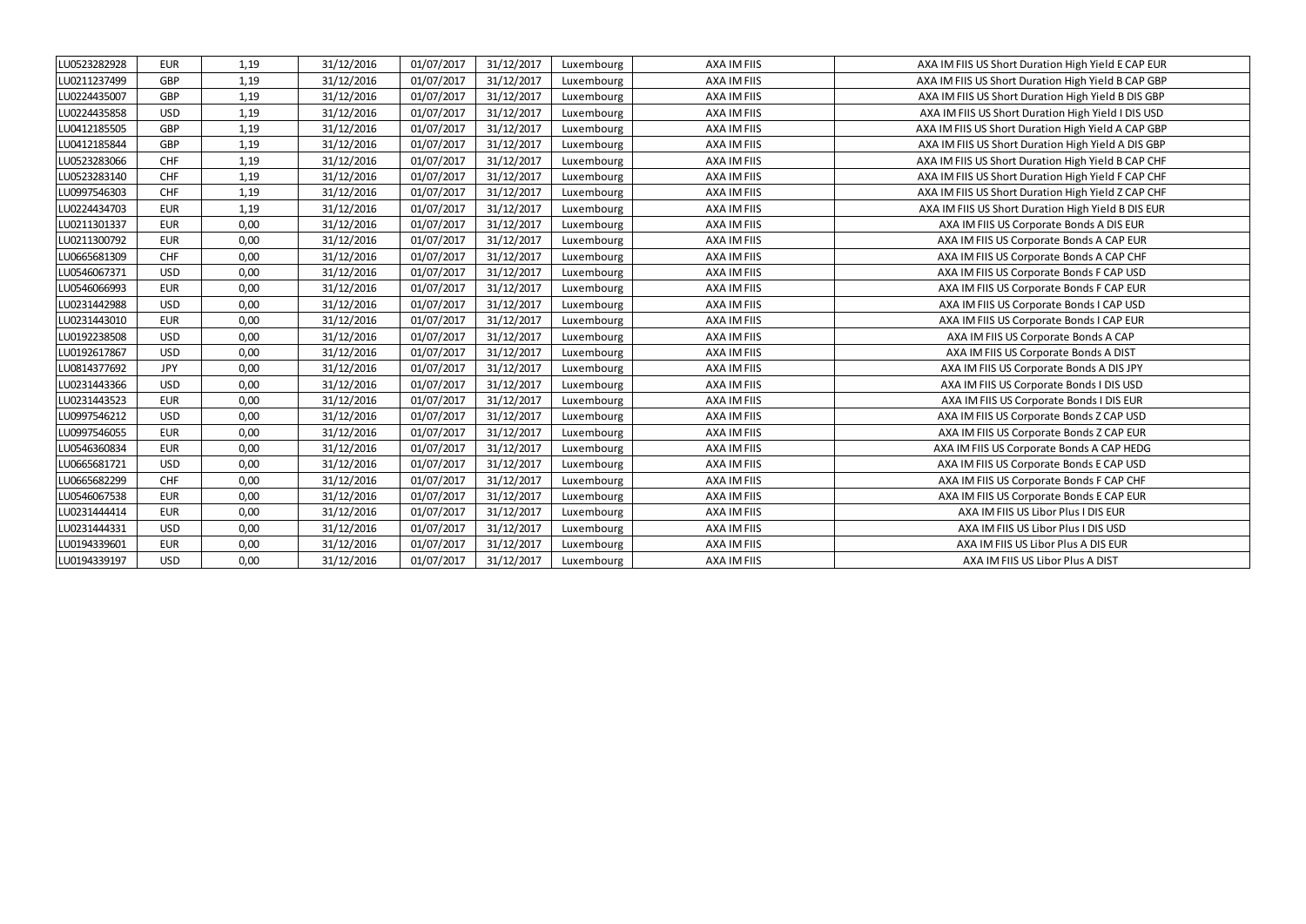| | | | | | | | | |
|---|---|---|---|---|---|---|---|---|
| LU0523282928 | EUR | 1,19 | 31/12/2016 | 01/07/2017 | 31/12/2017 | Luxembourg | AXA IM FIIS | AXA IM FIIS US Short Duration High Yield E CAP EUR |
| LU0211237499 | GBP | 1,19 | 31/12/2016 | 01/07/2017 | 31/12/2017 | Luxembourg | AXA IM FIIS | AXA IM FIIS US Short Duration High Yield B CAP GBP |
| LU0224435007 | GBP | 1,19 | 31/12/2016 | 01/07/2017 | 31/12/2017 | Luxembourg | AXA IM FIIS | AXA IM FIIS US Short Duration High Yield B DIS GBP |
| LU0224435858 | USD | 1,19 | 31/12/2016 | 01/07/2017 | 31/12/2017 | Luxembourg | AXA IM FIIS | AXA IM FIIS US Short Duration High Yield I DIS USD |
| LU0412185505 | GBP | 1,19 | 31/12/2016 | 01/07/2017 | 31/12/2017 | Luxembourg | AXA IM FIIS | AXA IM FIIS US Short Duration High Yield A CAP GBP |
| LU0412185844 | GBP | 1,19 | 31/12/2016 | 01/07/2017 | 31/12/2017 | Luxembourg | AXA IM FIIS | AXA IM FIIS US Short Duration High Yield A DIS GBP |
| LU0523283066 | CHF | 1,19 | 31/12/2016 | 01/07/2017 | 31/12/2017 | Luxembourg | AXA IM FIIS | AXA IM FIIS US Short Duration High Yield B CAP CHF |
| LU0523283140 | CHF | 1,19 | 31/12/2016 | 01/07/2017 | 31/12/2017 | Luxembourg | AXA IM FIIS | AXA IM FIIS US Short Duration High Yield F CAP CHF |
| LU0997546303 | CHF | 1,19 | 31/12/2016 | 01/07/2017 | 31/12/2017 | Luxembourg | AXA IM FIIS | AXA IM FIIS US Short Duration High Yield Z CAP CHF |
| LU0224434703 | EUR | 1,19 | 31/12/2016 | 01/07/2017 | 31/12/2017 | Luxembourg | AXA IM FIIS | AXA IM FIIS US Short Duration High Yield B DIS EUR |
| LU0211301337 | EUR | 0,00 | 31/12/2016 | 01/07/2017 | 31/12/2017 | Luxembourg | AXA IM FIIS | AXA IM FIIS US Corporate Bonds A DIS EUR |
| LU0211300792 | EUR | 0,00 | 31/12/2016 | 01/07/2017 | 31/12/2017 | Luxembourg | AXA IM FIIS | AXA IM FIIS US Corporate Bonds A CAP EUR |
| LU0665681309 | CHF | 0,00 | 31/12/2016 | 01/07/2017 | 31/12/2017 | Luxembourg | AXA IM FIIS | AXA IM FIIS US Corporate Bonds A CAP CHF |
| LU0546067371 | USD | 0,00 | 31/12/2016 | 01/07/2017 | 31/12/2017 | Luxembourg | AXA IM FIIS | AXA IM FIIS US Corporate Bonds F CAP USD |
| LU0546066993 | EUR | 0,00 | 31/12/2016 | 01/07/2017 | 31/12/2017 | Luxembourg | AXA IM FIIS | AXA IM FIIS US Corporate Bonds F CAP EUR |
| LU0231442988 | USD | 0,00 | 31/12/2016 | 01/07/2017 | 31/12/2017 | Luxembourg | AXA IM FIIS | AXA IM FIIS US Corporate Bonds I CAP USD |
| LU0231443010 | EUR | 0,00 | 31/12/2016 | 01/07/2017 | 31/12/2017 | Luxembourg | AXA IM FIIS | AXA IM FIIS US Corporate Bonds I CAP EUR |
| LU0192238508 | USD | 0,00 | 31/12/2016 | 01/07/2017 | 31/12/2017 | Luxembourg | AXA IM FIIS | AXA IM FIIS US Corporate Bonds A CAP |
| LU0192617867 | USD | 0,00 | 31/12/2016 | 01/07/2017 | 31/12/2017 | Luxembourg | AXA IM FIIS | AXA IM FIIS US Corporate Bonds A DIST |
| LU0814377692 | JPY | 0,00 | 31/12/2016 | 01/07/2017 | 31/12/2017 | Luxembourg | AXA IM FIIS | AXA IM FIIS US Corporate Bonds A DIS JPY |
| LU0231443366 | USD | 0,00 | 31/12/2016 | 01/07/2017 | 31/12/2017 | Luxembourg | AXA IM FIIS | AXA IM FIIS US Corporate Bonds I DIS USD |
| LU0231443523 | EUR | 0,00 | 31/12/2016 | 01/07/2017 | 31/12/2017 | Luxembourg | AXA IM FIIS | AXA IM FIIS US Corporate Bonds I DIS EUR |
| LU0997546212 | USD | 0,00 | 31/12/2016 | 01/07/2017 | 31/12/2017 | Luxembourg | AXA IM FIIS | AXA IM FIIS US Corporate Bonds Z CAP USD |
| LU0997546055 | EUR | 0,00 | 31/12/2016 | 01/07/2017 | 31/12/2017 | Luxembourg | AXA IM FIIS | AXA IM FIIS US Corporate Bonds Z CAP EUR |
| LU0546360834 | EUR | 0,00 | 31/12/2016 | 01/07/2017 | 31/12/2017 | Luxembourg | AXA IM FIIS | AXA IM FIIS US Corporate Bonds A CAP HEDG |
| LU0665681721 | USD | 0,00 | 31/12/2016 | 01/07/2017 | 31/12/2017 | Luxembourg | AXA IM FIIS | AXA IM FIIS US Corporate Bonds E CAP USD |
| LU0665682299 | CHF | 0,00 | 31/12/2016 | 01/07/2017 | 31/12/2017 | Luxembourg | AXA IM FIIS | AXA IM FIIS US Corporate Bonds F CAP CHF |
| LU0546067538 | EUR | 0,00 | 31/12/2016 | 01/07/2017 | 31/12/2017 | Luxembourg | AXA IM FIIS | AXA IM FIIS US Corporate Bonds E CAP EUR |
| LU0231444414 | EUR | 0,00 | 31/12/2016 | 01/07/2017 | 31/12/2017 | Luxembourg | AXA IM FIIS | AXA IM FIIS US Libor Plus I DIS EUR |
| LU0231444331 | USD | 0,00 | 31/12/2016 | 01/07/2017 | 31/12/2017 | Luxembourg | AXA IM FIIS | AXA IM FIIS US Libor Plus I DIS USD |
| LU0194339601 | EUR | 0,00 | 31/12/2016 | 01/07/2017 | 31/12/2017 | Luxembourg | AXA IM FIIS | AXA IM FIIS US Libor Plus A DIS EUR |
| LU0194339197 | USD | 0,00 | 31/12/2016 | 01/07/2017 | 31/12/2017 | Luxembourg | AXA IM FIIS | AXA IM FIIS US Libor Plus A DIST |